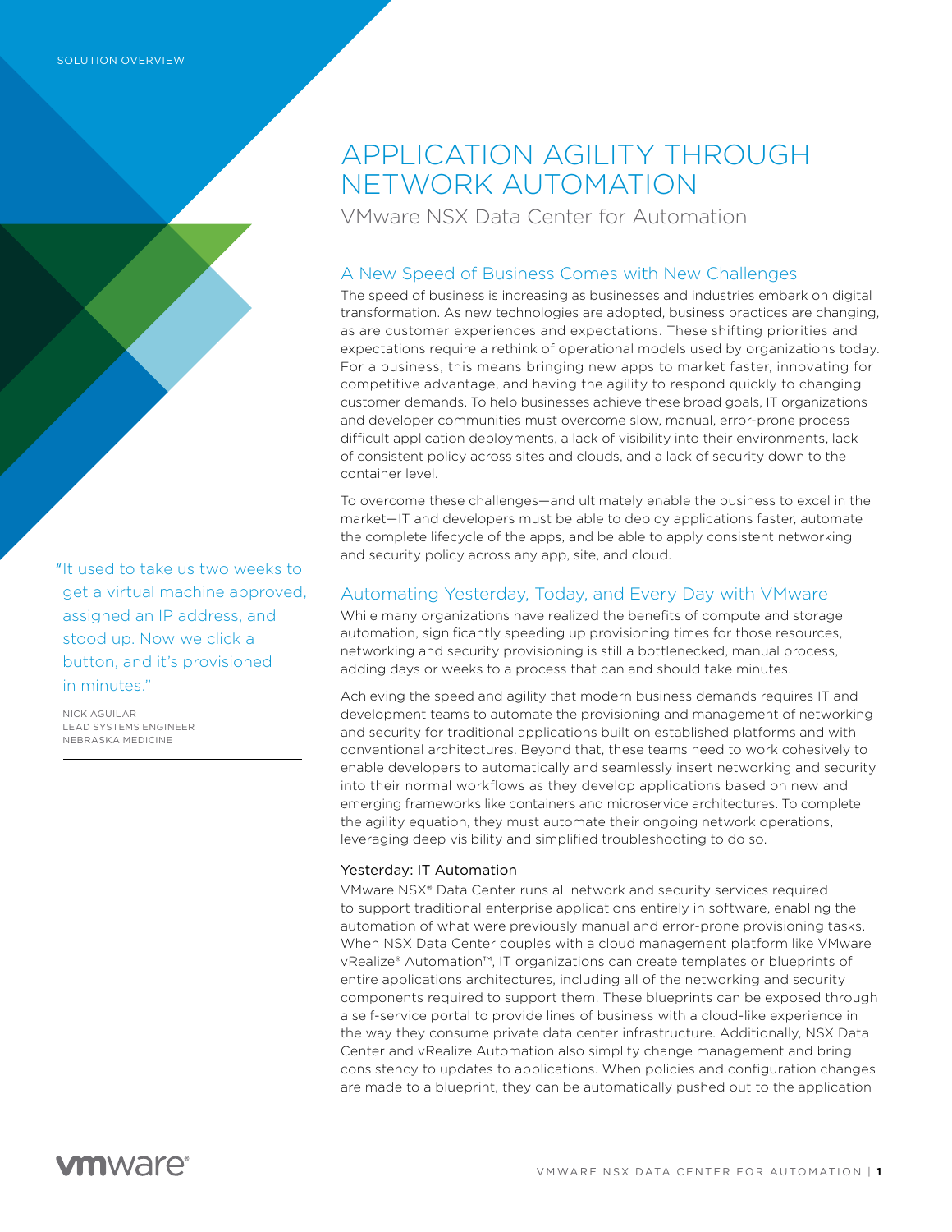SOLUTION OVERVIEW

# APPLICATION AGILITY THROUGH NETWORK AUTOMATION

VMware NSX Data Center for Automation

## A New Speed of Business Comes with New Challenges

The speed of business is increasing as businesses and industries embark on digital transformation. As new technologies are adopted, business practices are changing, as are customer experiences and expectations. These shifting priorities and expectations require a rethink of operational models used by organizations today. For a business, this means bringing new apps to market faster, innovating for competitive advantage, and having the agility to respond quickly to changing customer demands. To help businesses achieve these broad goals, IT organizations and developer communities must overcome slow, manual, error-prone process difficult application deployments, a lack of visibility into their environments, lack of consistent policy across sites and clouds, and a lack of security down to the container level.

To overcome these challenges—and ultimately enable the business to excel in the market—IT and developers must be able to deploy applications faster, automate the complete lifecycle of the apps, and be able to apply consistent networking and security policy across any app, site, and cloud.

> "It used to take us two weeks to get a virtual machine approved, assigned an IP address, and stood up. Now we click a button, and it's provisioned in minutes."
>
> NICK AGUILAR
> LEAD SYSTEMS ENGINEER
> NEBRASKA MEDICINE

## Automating Yesterday, Today, and Every Day with VMware

While many organizations have realized the benefits of compute and storage automation, significantly speeding up provisioning times for those resources, networking and security provisioning is still a bottlenecked, manual process, adding days or weeks to a process that can and should take minutes.

Achieving the speed and agility that modern business demands requires IT and development teams to automate the provisioning and management of networking and security for traditional applications built on established platforms and with conventional architectures. Beyond that, these teams need to work cohesively to enable developers to automatically and seamlessly insert networking and security into their normal workflows as they develop applications based on new and emerging frameworks like containers and microservice architectures. To complete the agility equation, they must automate their ongoing network operations, leveraging deep visibility and simplified troubleshooting to do so.

### Yesterday: IT Automation

VMware NSX® Data Center runs all network and security services required to support traditional enterprise applications entirely in software, enabling the automation of what were previously manual and error-prone provisioning tasks. When NSX Data Center couples with a cloud management platform like VMware vRealize® Automation™, IT organizations can create templates or blueprints of entire applications architectures, including all of the networking and security components required to support them. These blueprints can be exposed through a self-service portal to provide lines of business with a cloud-like experience in the way they consume private data center infrastructure. Additionally, NSX Data Center and vRealize Automation also simplify change management and bring consistency to updates to applications. When policies and configuration changes are made to a blueprint, they can be automatically pushed out to the application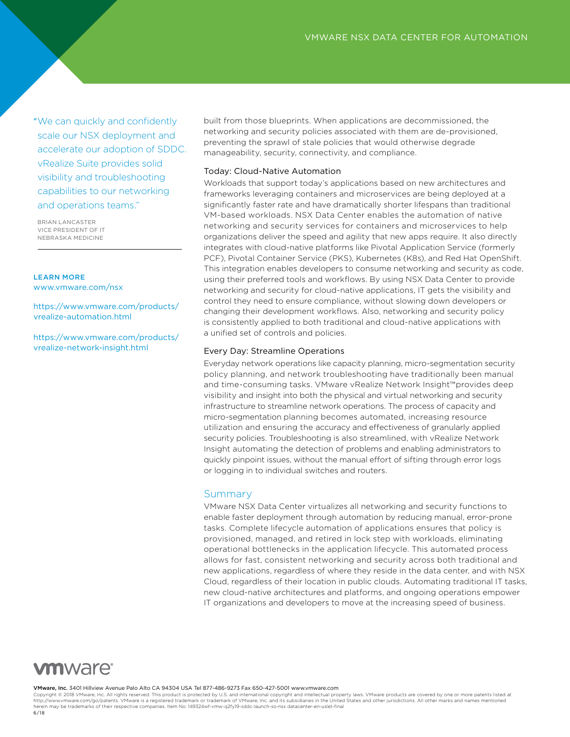> "We can quickly and confidently scale our NSX deployment and accelerate our adoption of SDDC. vRealize Suite provides solid visibility and troubleshooting capabilities to our networking and operations teams."
>
> BRIAN LANCASTER
> VICE PRESIDENT OF IT
> NEBRASKA MEDICINE

**LEARN MORE**

www.vmware.com/nsx

https://www.vmware.com/products/vrealize-automation.html

https://www.vmware.com/products/vrealize-network-insight.html

built from those blueprints. When applications are decommissioned, the networking and security policies associated with them are de-provisioned, preventing the sprawl of stale policies that would otherwise degrade manageability, security, connectivity, and compliance.

### Today: Cloud-Native Automation

Workloads that support today's applications based on new architectures and frameworks leveraging containers and microservices are being deployed at a significantly faster rate and have dramatically shorter lifespans than traditional VM-based workloads. NSX Data Center enables the automation of native networking and security services for containers and microservices to help organizations deliver the speed and agility that new apps require. It also directly integrates with cloud-native platforms like Pivotal Application Service (formerly PCF), Pivotal Container Service (PKS), Kubernetes (K8s), and Red Hat OpenShift. This integration enables developers to consume networking and security as code, using their preferred tools and workflows. By using NSX Data Center to provide networking and security for cloud-native applications, IT gets the visibility and control they need to ensure compliance, without slowing down developers or changing their development workflows. Also, networking and security policy is consistently applied to both traditional and cloud-native applications with a unified set of controls and policies.

### Every Day: Streamline Operations

Everyday network operations like capacity planning, micro-segmentation security policy planning, and network troubleshooting have traditionally been manual and time-consuming tasks. VMware vRealize Network Insight™provides deep visibility and insight into both the physical and virtual networking and security infrastructure to streamline network operations. The process of capacity and micro-segmentation planning becomes automated, increasing resource utilization and ensuring the accuracy and effectiveness of granularly applied security policies. Troubleshooting is also streamlined, with vRealize Network Insight automating the detection of problems and enabling administrators to quickly pinpoint issues, without the manual effort of sifting through error logs or logging in to individual switches and routers.

## Summary

VMware NSX Data Center virtualizes all networking and security functions to enable faster deployment through automation by reducing manual, error-prone tasks. Complete lifecycle automation of applications ensures that policy is provisioned, managed, and retired in lock step with workloads, eliminating operational bottlenecks in the application lifecycle. This automated process allows for fast, consistent networking and security across both traditional and new applications, regardless of where they reside in the data center, and with NSX Cloud, regardless of their location in public clouds. Automating traditional IT tasks, new cloud-native architectures and platforms, and ongoing operations empower IT organizations and developers to move at the increasing speed of business.

**VMware, Inc.** 3401 Hillview Avenue Palo Alto CA 94304 USA Tel 877-486-9273 Fax 650-427-5001 www.vmware.com
Copyright © 2018 VMware, Inc. All rights reserved. This product is protected by U.S. and international copyright and intellectual property laws. VMware products are covered by one or more patents listed at http://www.vmware.com/go/patents. VMware is a registered trademark or trademark of VMware, Inc. and its subsidiaries in the United States and other jurisdictions. All other marks and names mentioned herein may be trademarks of their respective companies. Item No: 149324wf-vmw-q2fy19-sddc-launch-so-nsx datacenter-en-uslet-final
6/18